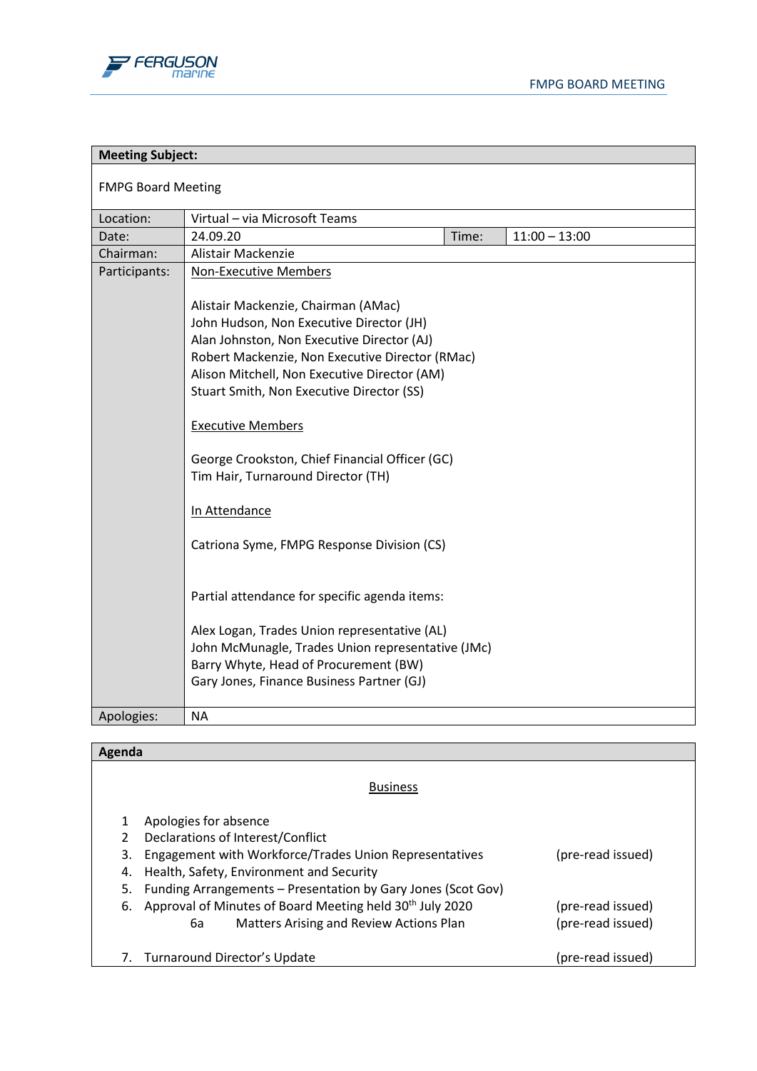| **Meeting Subject:** | | | |
|---|---|---|---|
| FMPG Board Meeting | | | |
| Location: | Virtual – via Microsoft Teams | | |
| Date: | 24.09.20 | Time: | 11:00 – 13:00 |
| Chairman: | Alistair Mackenzie | | |
| Participants: | Non-Executive Members<br><br>Alistair Mackenzie, Chairman (AMac)<br>John Hudson, Non Executive Director (JH)<br>Alan Johnston, Non Executive Director (AJ)<br>Robert Mackenzie, Non Executive Director (RMac)<br>Alison Mitchell, Non Executive Director (AM)<br>Stuart Smith, Non Executive Director (SS)<br><br>Executive Members<br><br>George Crookston, Chief Financial Officer (GC)<br>Tim Hair, Turnaround Director (TH)<br><br>In Attendance<br><br>Catriona Syme, FMPG Response Division (CS)<br><br>Partial attendance for specific agenda items:<br><br>Alex Logan, Trades Union representative (AL)<br>John McMunagle, Trades Union representative (JMc)<br>Barry Whyte, Head of Procurement (BW)<br>Gary Jones, Finance Business Partner (GJ) | | |
| Apologies: | NA | | |

| **Agenda** | |
|---|---|
| **Business** | |
| 1 Apologies for absence | |
| 2 Declarations of Interest/Conflict | |
| 3. Engagement with Workforce/Trades Union Representatives | (pre-read issued) |
| 4. Health, Safety, Environment and Security | |
| 5. Funding Arrangements – Presentation by Gary Jones (Scot Gov) | |
| 6. Approval of Minutes of Board Meeting held 30th July 2020 | (pre-read issued) |
| 6a Matters Arising and Review Actions Plan | (pre-read issued) |
| 7. Turnaround Director's Update | (pre-read issued) |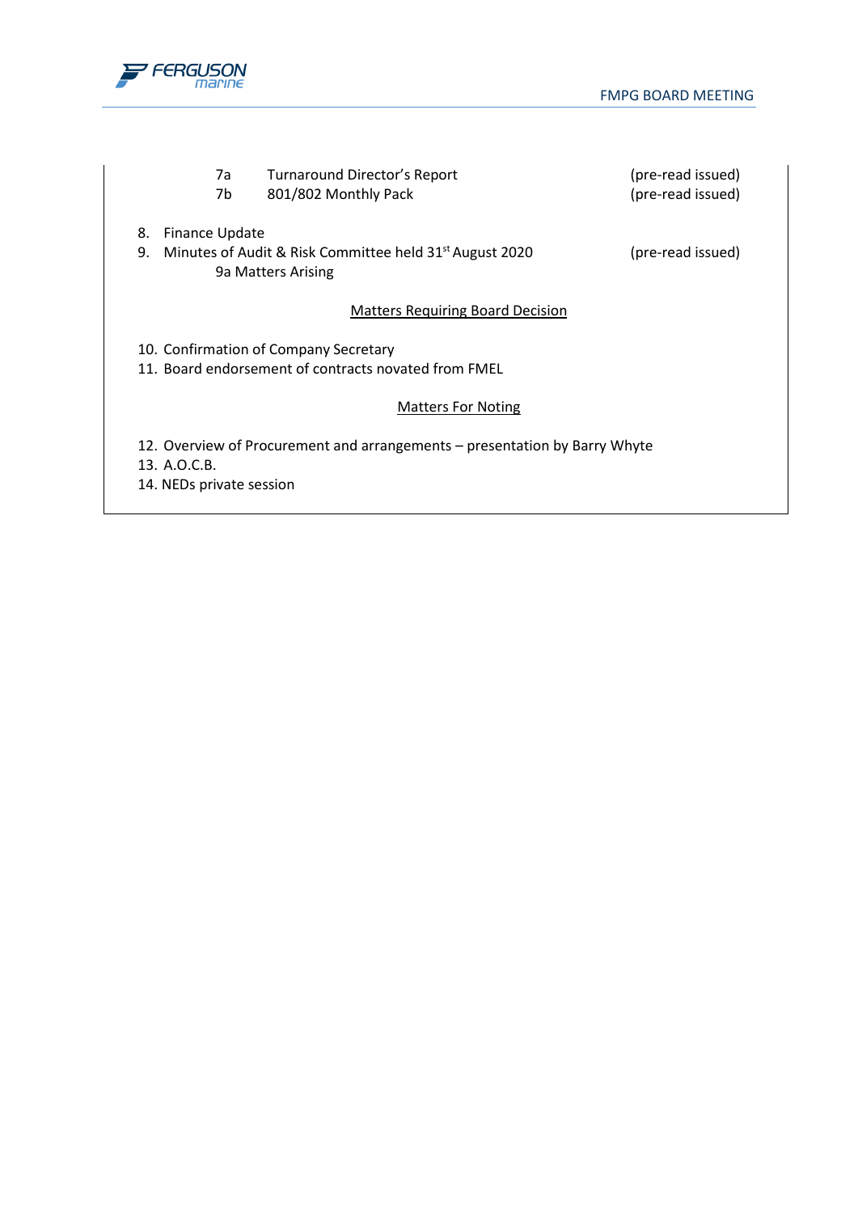7a Turnaround Director's Report (pre-read issued)
7b 801/802 Monthly Pack (pre-read issued)

8. Finance Update
9. Minutes of Audit & Risk Committee held 31st August 2020 (pre-read issued)
   9a Matters Arising

<u>Matters Requiring Board Decision</u>

10. Confirmation of Company Secretary
11. Board endorsement of contracts novated from FMEL

<u>Matters For Noting</u>

12. Overview of Procurement and arrangements – presentation by Barry Whyte
13. A.O.C.B.
14. NEDs private session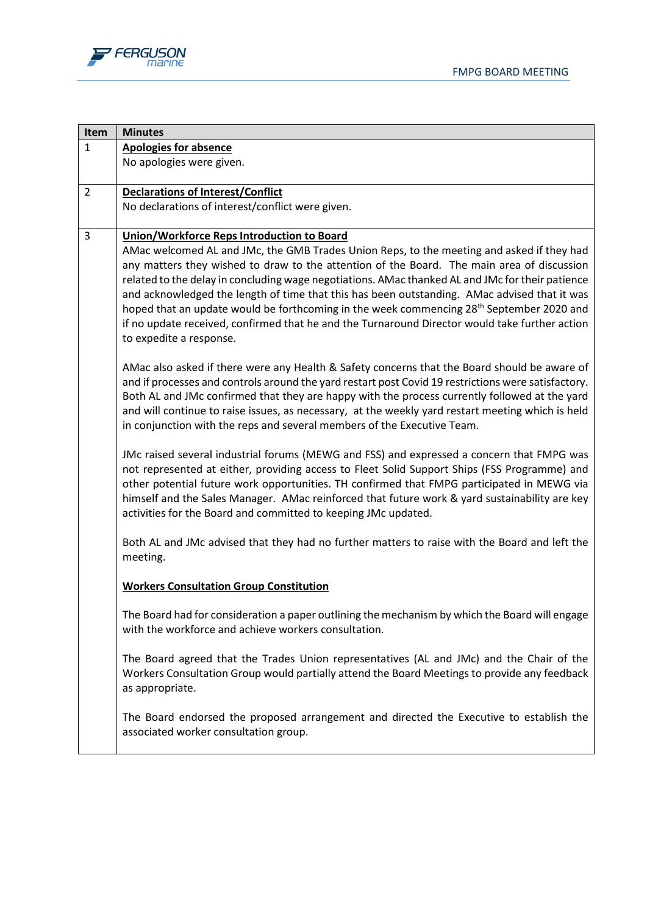| Item | Minutes |
|---|---|
| 1 | **Apologies for absence**<br>No apologies were given. |
| 2 | **Declarations of Interest/Conflict**<br>No declarations of interest/conflict were given. |
| 3 | **Union/Workforce Reps Introduction to Board**<br>AMac welcomed AL and JMc, the GMB Trades Union Reps, to the meeting and asked if they had any matters they wished to draw to the attention of the Board. The main area of discussion related to the delay in concluding wage negotiations. AMac thanked AL and JMc for their patience and acknowledged the length of time that this has been outstanding. AMac advised that it was hoped that an update would be forthcoming in the week commencing 28th September 2020 and if no update received, confirmed that he and the Turnaround Director would take further action to expedite a response.<br><br>AMac also asked if there were any Health & Safety concerns that the Board should be aware of and if processes and controls around the yard restart post Covid 19 restrictions were satisfactory. Both AL and JMc confirmed that they are happy with the process currently followed at the yard and will continue to raise issues, as necessary, at the weekly yard restart meeting which is held in conjunction with the reps and several members of the Executive Team.<br><br>JMc raised several industrial forums (MEWG and FSS) and expressed a concern that FMPG was not represented at either, providing access to Fleet Solid Support Ships (FSS Programme) and other potential future work opportunities. TH confirmed that FMPG participated in MEWG via himself and the Sales Manager. AMac reinforced that future work & yard sustainability are key activities for the Board and committed to keeping JMc updated.<br><br>Both AL and JMc advised that they had no further matters to raise with the Board and left the meeting.<br><br>**Workers Consultation Group Constitution**<br><br>The Board had for consideration a paper outlining the mechanism by which the Board will engage with the workforce and achieve workers consultation.<br><br>The Board agreed that the Trades Union representatives (AL and JMc) and the Chair of the Workers Consultation Group would partially attend the Board Meetings to provide any feedback as appropriate.<br><br>The Board endorsed the proposed arrangement and directed the Executive to establish the associated worker consultation group. |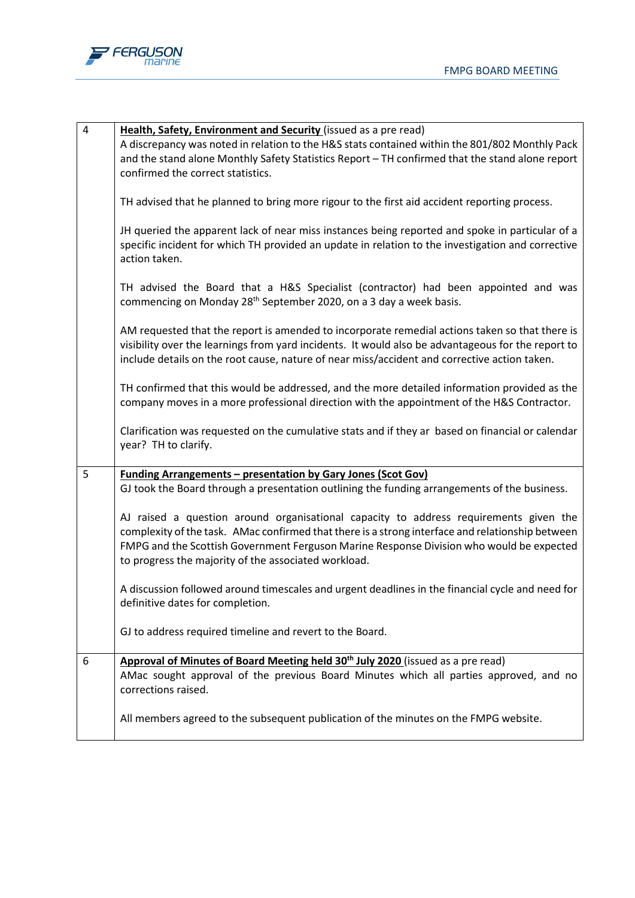| | |
|---|---|
| 4 | **Health, Safety, Environment and Security** (issued as a pre read)<br>A discrepancy was noted in relation to the H&S stats contained within the 801/802 Monthly Pack and the stand alone Monthly Safety Statistics Report – TH confirmed that the stand alone report confirmed the correct statistics.<br><br>TH advised that he planned to bring more rigour to the first aid accident reporting process.<br><br>JH queried the apparent lack of near miss instances being reported and spoke in particular of a specific incident for which TH provided an update in relation to the investigation and corrective action taken.<br><br>TH advised the Board that a H&S Specialist (contractor) had been appointed and was commencing on Monday 28th September 2020, on a 3 day a week basis.<br><br>AM requested that the report is amended to incorporate remedial actions taken so that there is visibility over the learnings from yard incidents. It would also be advantageous for the report to include details on the root cause, nature of near miss/accident and corrective action taken.<br><br>TH confirmed that this would be addressed, and the more detailed information provided as the company moves in a more professional direction with the appointment of the H&S Contractor.<br><br>Clarification was requested on the cumulative stats and if they ar based on financial or calendar year? TH to clarify. |
| 5 | **Funding Arrangements – presentation by Gary Jones (Scot Gov)**<br>GJ took the Board through a presentation outlining the funding arrangements of the business.<br><br>AJ raised a question around organisational capacity to address requirements given the complexity of the task. AMac confirmed that there is a strong interface and relationship between FMPG and the Scottish Government Ferguson Marine Response Division who would be expected to progress the majority of the associated workload.<br><br>A discussion followed around timescales and urgent deadlines in the financial cycle and need for definitive dates for completion.<br><br>GJ to address required timeline and revert to the Board. |
| 6 | **Approval of Minutes of Board Meeting held 30th July 2020** (issued as a pre read)<br>AMac sought approval of the previous Board Minutes which all parties approved, and no corrections raised.<br><br>All members agreed to the subsequent publication of the minutes on the FMPG website. |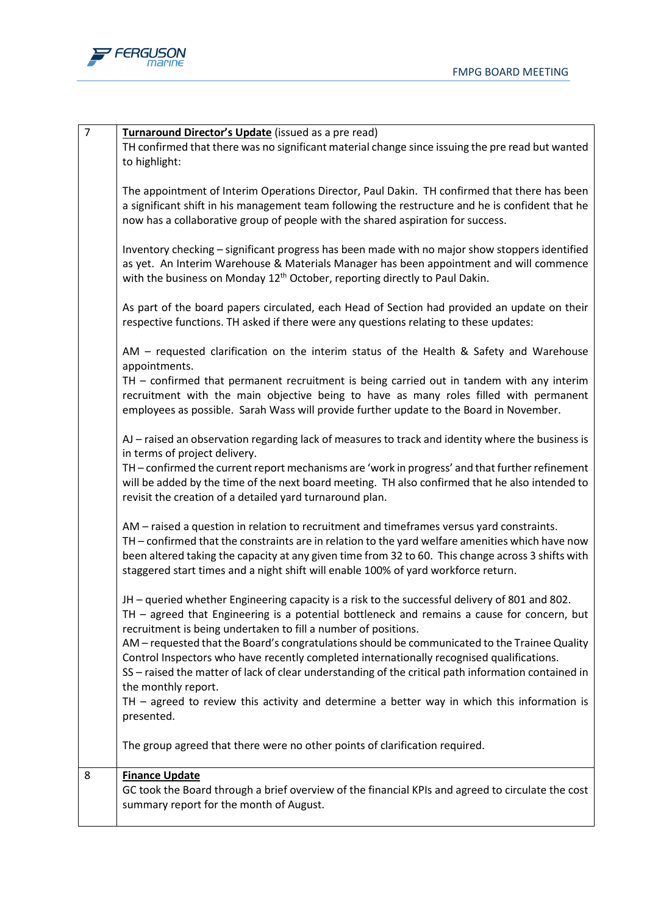| | |
|---|---|
| 7 | **Turnaround Director's Update** (issued as a pre read)<br>TH confirmed that there was no significant material change since issuing the pre read but wanted to highlight:<br><br>The appointment of Interim Operations Director, Paul Dakin. TH confirmed that there has been a significant shift in his management team following the restructure and he is confident that he now has a collaborative group of people with the shared aspiration for success.<br><br>Inventory checking – significant progress has been made with no major show stoppers identified as yet. An Interim Warehouse & Materials Manager has been appointment and will commence with the business on Monday 12th October, reporting directly to Paul Dakin.<br><br>As part of the board papers circulated, each Head of Section had provided an update on their respective functions. TH asked if there were any questions relating to these updates:<br><br>AM – requested clarification on the interim status of the Health & Safety and Warehouse appointments.<br>TH – confirmed that permanent recruitment is being carried out in tandem with any interim recruitment with the main objective being to have as many roles filled with permanent employees as possible. Sarah Wass will provide further update to the Board in November.<br><br>AJ – raised an observation regarding lack of measures to track and identity where the business is in terms of project delivery.<br>TH – confirmed the current report mechanisms are 'work in progress' and that further refinement will be added by the time of the next board meeting. TH also confirmed that he also intended to revisit the creation of a detailed yard turnaround plan.<br><br>AM – raised a question in relation to recruitment and timeframes versus yard constraints.<br>TH – confirmed that the constraints are in relation to the yard welfare amenities which have now been altered taking the capacity at any given time from 32 to 60. This change across 3 shifts with staggered start times and a night shift will enable 100% of yard workforce return.<br><br>JH – queried whether Engineering capacity is a risk to the successful delivery of 801 and 802.<br>TH – agreed that Engineering is a potential bottleneck and remains a cause for concern, but recruitment is being undertaken to fill a number of positions.<br>AM – requested that the Board's congratulations should be communicated to the Trainee Quality Control Inspectors who have recently completed internationally recognised qualifications.<br>SS – raised the matter of lack of clear understanding of the critical path information contained in the monthly report.<br>TH – agreed to review this activity and determine a better way in which this information is presented.<br><br>The group agreed that there were no other points of clarification required. |
| 8 | **Finance Update**<br>GC took the Board through a brief overview of the financial KPIs and agreed to circulate the cost summary report for the month of August. |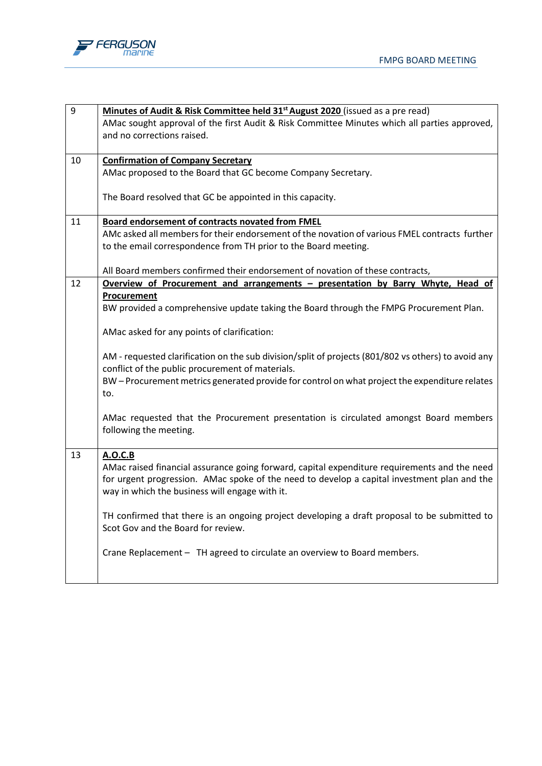| | |
|---|---|
| 9 | **<u>Minutes of Audit & Risk Committee held 31st August 2020</u>** (issued as a pre read)<br>AMac sought approval of the first Audit & Risk Committee Minutes which all parties approved, and no corrections raised. |
| 10 | **<u>Confirmation of Company Secretary</u>**<br>AMac proposed to the Board that GC become Company Secretary.<br><br>The Board resolved that GC be appointed in this capacity. |
| 11 | **<u>Board endorsement of contracts novated from FMEL</u>**<br>AMc asked all members for their endorsement of the novation of various FMEL contracts further to the email correspondence from TH prior to the Board meeting.<br><br>All Board members confirmed their endorsement of novation of these contracts, |
| 12 | **<u>Overview of Procurement and arrangements – presentation by Barry Whyte, Head of Procurement</u>**<br>BW provided a comprehensive update taking the Board through the FMPG Procurement Plan.<br><br>AMac asked for any points of clarification:<br><br>AM - requested clarification on the sub division/split of projects (801/802 vs others) to avoid any conflict of the public procurement of materials.<br>BW – Procurement metrics generated provide for control on what project the expenditure relates to.<br><br>AMac requested that the Procurement presentation is circulated amongst Board members following the meeting. |
| 13 | **<u>A.O.C.B</u>**<br>AMac raised financial assurance going forward, capital expenditure requirements and the need for urgent progression. AMac spoke of the need to develop a capital investment plan and the way in which the business will engage with it.<br><br>TH confirmed that there is an ongoing project developing a draft proposal to be submitted to Scot Gov and the Board for review.<br><br>Crane Replacement – TH agreed to circulate an overview to Board members. |